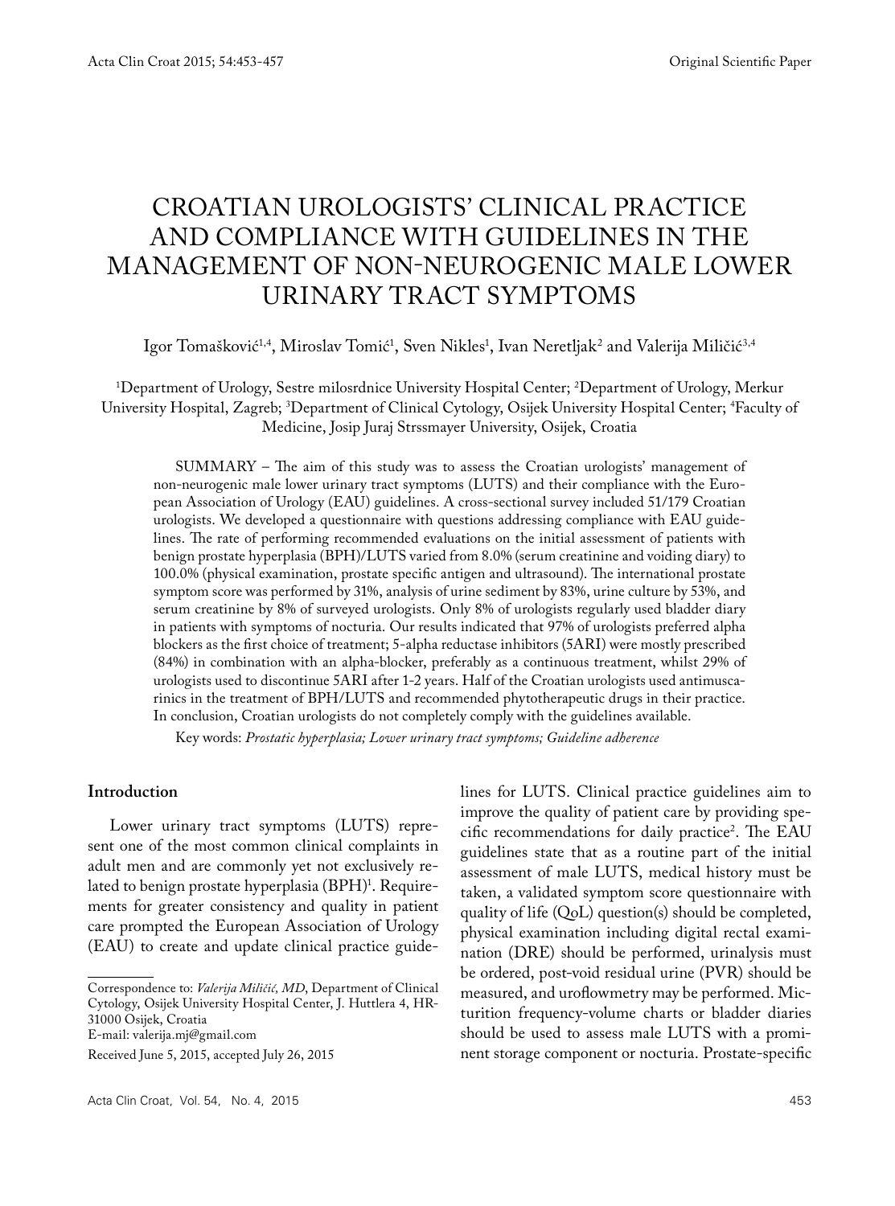Original Scientific Paper

# CROATIAN UROLOGISTS' CLINICAL PRACTICE AND COMPLIANCE WITH GUIDELINES IN THE MANAGEMENT OF NON-NEUROGENIC MALE LOWER URINARY TRACT SYMPTOMS

Igor Tomašković[1,4], Miroslav Tomić[1], Sven Nikles[1], Ivan Neretljak[2] and Valerija Miličić[3,4]

[1]Department of Urology, Sestre milosrdnice University Hospital Center; [2]Department of Urology, Merkur University Hospital, Zagreb; [3]Department of Clinical Cytology, Osijek University Hospital Center; [4]Faculty of Medicine, Josip Juraj Strssmayer University, Osijek, Croatia

SUMMARY – The aim of this study was to assess the Croatian urologists' management of non-neurogenic male lower urinary tract symptoms (LUTS) and their compliance with the European Association of Urology (EAU) guidelines. A cross-sectional survey included 51/179 Croatian urologists. We developed a questionnaire with questions addressing compliance with EAU guidelines. The rate of performing recommended evaluations on the initial assessment of patients with benign prostate hyperplasia (BPH)/LUTS varied from 8.0% (serum creatinine and voiding diary) to 100.0% (physical examination, prostate specific antigen and ultrasound). The international prostate symptom score was performed by 31%, analysis of urine sediment by 83%, urine culture by 53%, and serum creatinine by 8% of surveyed urologists. Only 8% of urologists regularly used bladder diary in patients with symptoms of nocturia. Our results indicated that 97% of urologists preferred alpha blockers as the first choice of treatment; 5-alpha reductase inhibitors (5ARI) were mostly prescribed (84%) in combination with an alpha-blocker, preferably as a continuous treatment, whilst 29% of urologists used to discontinue 5ARI after 1-2 years. Half of the Croatian urologists used antimuscarinics in the treatment of BPH/LUTS and recommended phytotherapeutic drugs in their practice. In conclusion, Croatian urologists do not completely comply with the guidelines available.

Key words: *Prostatic hyperplasia; Lower urinary tract symptoms; Guideline adherence*

## Introduction

Lower urinary tract symptoms (LUTS) represent one of the most common clinical complaints in adult men and are commonly yet not exclusively related to benign prostate hyperplasia (BPH)[1]. Requirements for greater consistency and quality in patient care prompted the European Association of Urology (EAU) to create and update clinical practice guidelines for LUTS. Clinical practice guidelines aim to improve the quality of patient care by providing specific recommendations for daily practice[2]. The EAU guidelines state that as a routine part of the initial assessment of male LUTS, medical history must be taken, a validated symptom score questionnaire with quality of life (QoL) question(s) should be completed, physical examination including digital rectal examination (DRE) should be performed, urinalysis must be ordered, post-void residual urine (PVR) should be measured, and uroflowmetry may be performed. Micturition frequency-volume charts or bladder diaries should be used to assess male LUTS with a prominent storage component or nocturia. Prostate-specific

---

Correspondence to: *Valerija Miličić, MD*, Department of Clinical Cytology, Osijek University Hospital Center, J. Huttlera 4, HR-31000 Osijek, Croatia
E-mail: valerija.mj@gmail.com

Received June 5, 2015, accepted July 26, 2015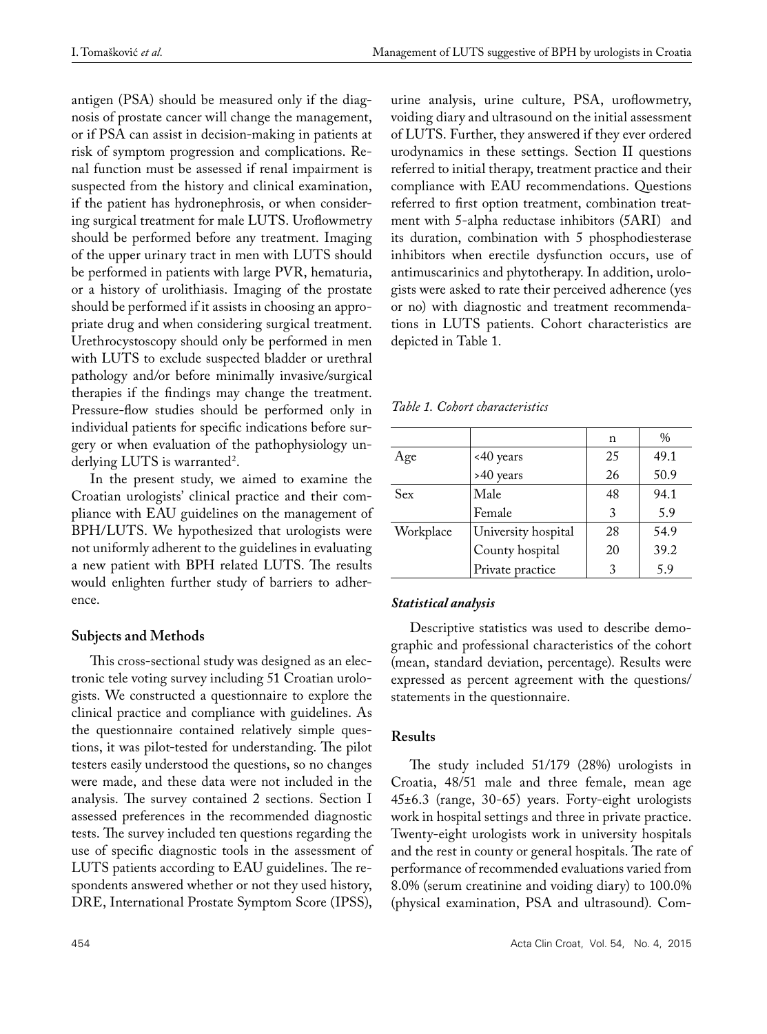antigen (PSA) should be measured only if the diagnosis of prostate cancer will change the management, or if PSA can assist in decision-making in patients at risk of symptom progression and complications. Renal function must be assessed if renal impairment is suspected from the history and clinical examination, if the patient has hydronephrosis, or when considering surgical treatment for male LUTS. Uroflowmetry should be performed before any treatment. Imaging of the upper urinary tract in men with LUTS should be performed in patients with large PVR, hematuria, or a history of urolithiasis. Imaging of the prostate should be performed if it assists in choosing an appropriate drug and when considering surgical treatment. Urethrocystoscopy should only be performed in men with LUTS to exclude suspected bladder or urethral pathology and/or before minimally invasive/surgical therapies if the findings may change the treatment. Pressure-flow studies should be performed only in individual patients for specific indications before surgery or when evaluation of the pathophysiology underlying LUTS is warranted[2].

In the present study, we aimed to examine the Croatian urologists' clinical practice and their compliance with EAU guidelines on the management of BPH/LUTS. We hypothesized that urologists were not uniformly adherent to the guidelines in evaluating a new patient with BPH related LUTS. The results would enlighten further study of barriers to adherence.

## Subjects and Methods

This cross-sectional study was designed as an electronic tele voting survey including 51 Croatian urologists. We constructed a questionnaire to explore the clinical practice and compliance with guidelines. As the questionnaire contained relatively simple questions, it was pilot-tested for understanding. The pilot testers easily understood the questions, so no changes were made, and these data were not included in the analysis. The survey contained 2 sections. Section I assessed preferences in the recommended diagnostic tests. The survey included ten questions regarding the use of specific diagnostic tools in the assessment of LUTS patients according to EAU guidelines. The respondents answered whether or not they used history, DRE, International Prostate Symptom Score (IPSS), urine analysis, urine culture, PSA, uroflowmetry, voiding diary and ultrasound on the initial assessment of LUTS. Further, they answered if they ever ordered urodynamics in these settings. Section II questions referred to initial therapy, treatment practice and their compliance with EAU recommendations. Questions referred to first option treatment, combination treatment with 5-alpha reductase inhibitors (5ARI) and its duration, combination with 5 phosphodiesterase inhibitors when erectile dysfunction occurs, use of antimuscarinics and phytotherapy. In addition, urologists were asked to rate their perceived adherence (yes or no) with diagnostic and treatment recommendations in LUTS patients. Cohort characteristics are depicted in Table 1.

*Table 1. Cohort characteristics*

| | | n | % |
|---|---|---|---|
| Age | <40 years | 25 | 49.1 |
| | >40 years | 26 | 50.9 |
| Sex | Male | 48 | 94.1 |
| | Female | 3 | 5.9 |
| Workplace | University hospital | 28 | 54.9 |
| | County hospital | 20 | 39.2 |
| | Private practice | 3 | 5.9 |

### *Statistical analysis*

Descriptive statistics was used to describe demographic and professional characteristics of the cohort (mean, standard deviation, percentage). Results were expressed as percent agreement with the questions/statements in the questionnaire.

## Results

The study included 51/179 (28%) urologists in Croatia, 48/51 male and three female, mean age 45±6.3 (range, 30-65) years. Forty-eight urologists work in hospital settings and three in private practice. Twenty-eight urologists work in university hospitals and the rest in county or general hospitals. The rate of performance of recommended evaluations varied from 8.0% (serum creatinine and voiding diary) to 100.0% (physical examination, PSA and ultrasound). Com-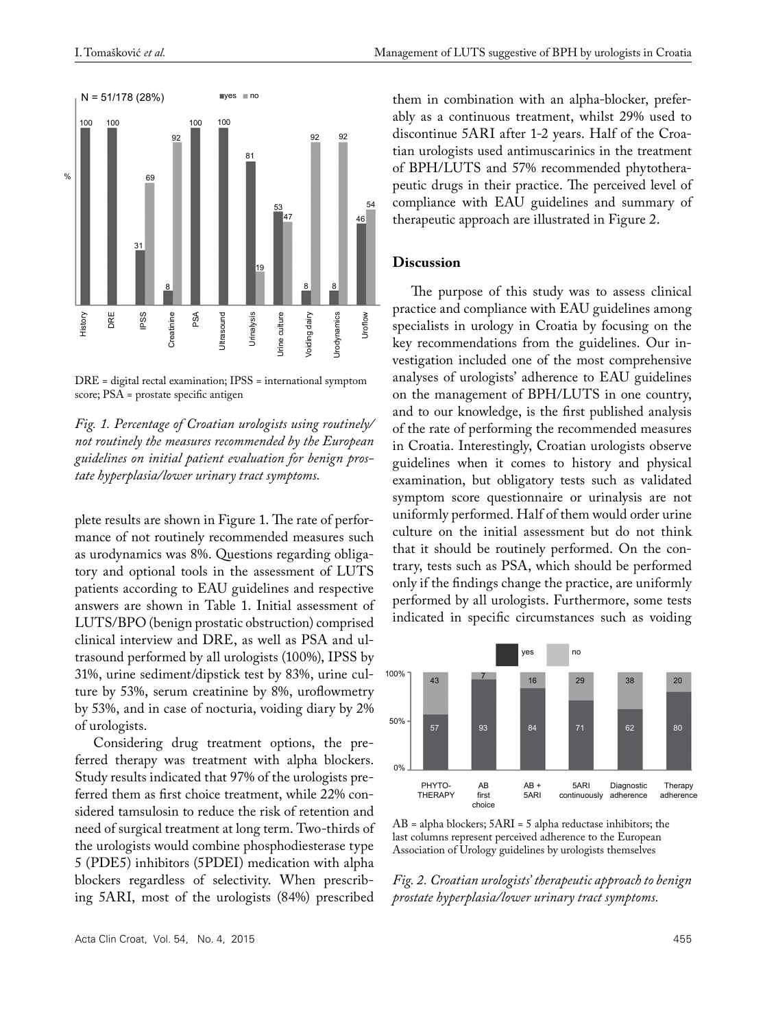DRE = digital rectal examination; IPSS = international symptom score; PSA = prostate specific antigen

*Fig. 1. Percentage of Croatian urologists using routinely/not routinely the measures recommended by the European guidelines on initial patient evaluation for benign prostate hyperplasia/lower urinary tract symptoms.*

plete results are shown in Figure 1. The rate of performance of not routinely recommended measures such as urodynamics was 8%. Questions regarding obligatory and optional tools in the assessment of LUTS patients according to EAU guidelines and respective answers are shown in Table 1. Initial assessment of LUTS/BPO (benign prostatic obstruction) comprised clinical interview and DRE, as well as PSA and ultrasound performed by all urologists (100%), IPSS by 31%, urine sediment/dipstick test by 83%, urine culture by 53%, serum creatinine by 8%, uroflowmetry by 53%, and in case of nocturia, voiding diary by 2% of urologists.

Considering drug treatment options, the preferred therapy was treatment with alpha blockers. Study results indicated that 97% of the urologists preferred them as first choice treatment, while 22% considered tamsulosin to reduce the risk of retention and need of surgical treatment at long term. Two-thirds of the urologists would combine phosphodiesterase type 5 (PDE5) inhibitors (5PDEI) medication with alpha blockers regardless of selectivity. When prescribing 5ARI, most of the urologists (84%) prescribed them in combination with an alpha-blocker, preferably as a continuous treatment, whilst 29% used to discontinue 5ARI after 1-2 years. Half of the Croatian urologists used antimuscarinics in the treatment of BPH/LUTS and 57% recommended phytotherapeutic drugs in their practice. The perceived level of compliance with EAU guidelines and summary of therapeutic approach are illustrated in Figure 2.

## Discussion

The purpose of this study was to assess clinical practice and compliance with EAU guidelines among specialists in urology in Croatia by focusing on the key recommendations from the guidelines. Our investigation included one of the most comprehensive analyses of urologists' adherence to EAU guidelines on the management of BPH/LUTS in one country, and to our knowledge, is the first published analysis of the rate of performing the recommended measures in Croatia. Interestingly, Croatian urologists observe guidelines when it comes to history and physical examination, but obligatory tests such as validated symptom score questionnaire or urinalysis are not uniformly performed. Half of them would order urine culture on the initial assessment but do not think that it should be routinely performed. On the contrary, tests such as PSA, which should be performed only if the findings change the practice, are uniformly performed by all urologists. Furthermore, some tests indicated in specific circumstances such as voiding

AB = alpha blockers; 5ARI = 5 alpha reductase inhibitors; the last columns represent perceived adherence to the European Association of Urology guidelines by urologists themselves

*Fig. 2. Croatian urologists' therapeutic approach to benign prostate hyperplasia/lower urinary tract symptoms.*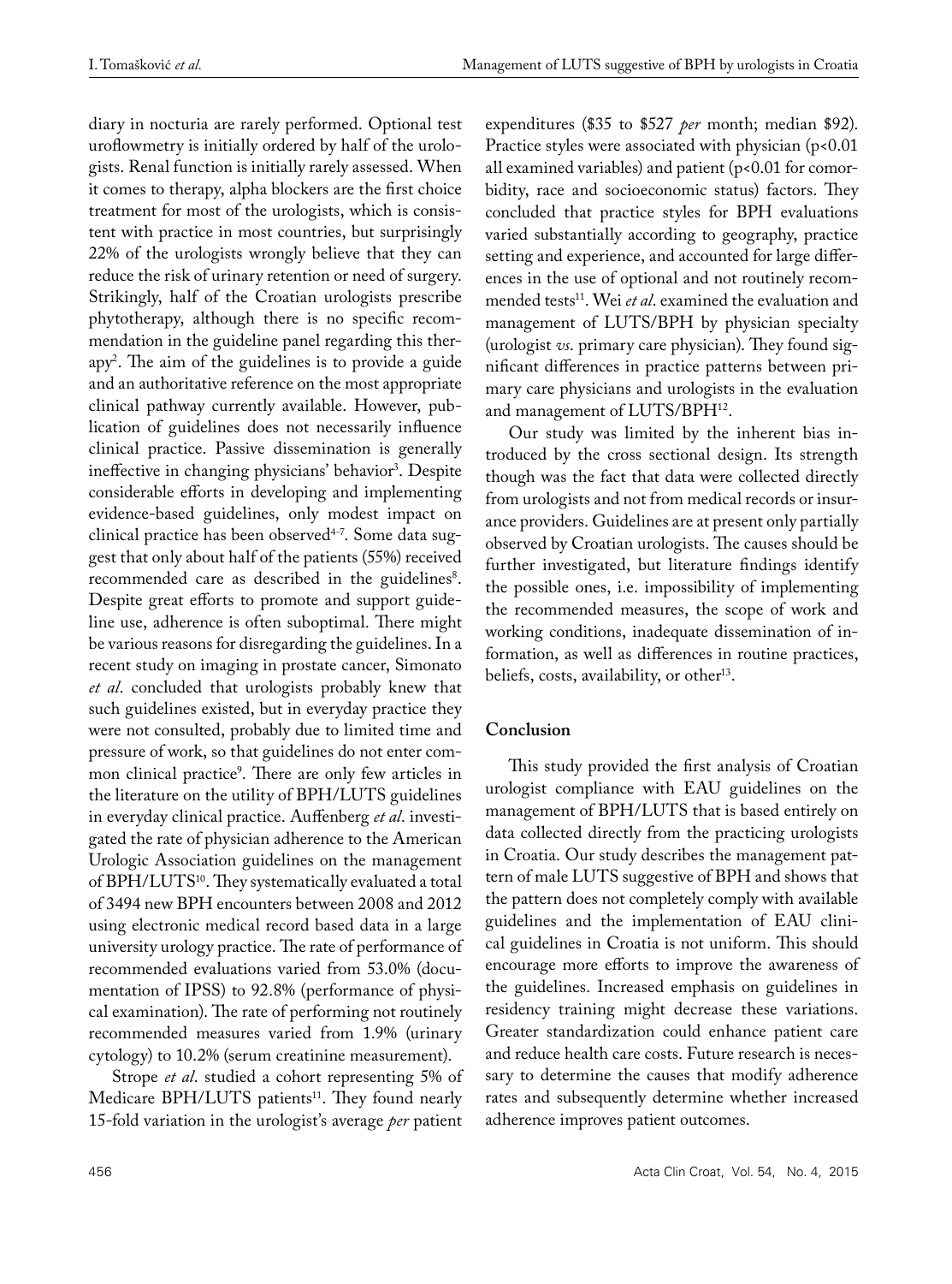diary in nocturia are rarely performed. Optional test uroflowmetry is initially ordered by half of the urologists. Renal function is initially rarely assessed. When it comes to therapy, alpha blockers are the first choice treatment for most of the urologists, which is consistent with practice in most countries, but surprisingly 22% of the urologists wrongly believe that they can reduce the risk of urinary retention or need of surgery. Strikingly, half of the Croatian urologists prescribe phytotherapy, although there is no specific recommendation in the guideline panel regarding this therapy[2]. The aim of the guidelines is to provide a guide and an authoritative reference on the most appropriate clinical pathway currently available. However, publication of guidelines does not necessarily influence clinical practice. Passive dissemination is generally ineffective in changing physicians' behavior[3]. Despite considerable efforts in developing and implementing evidence-based guidelines, only modest impact on clinical practice has been observed[4-7]. Some data suggest that only about half of the patients (55%) received recommended care as described in the guidelines[8]. Despite great efforts to promote and support guideline use, adherence is often suboptimal. There might be various reasons for disregarding the guidelines. In a recent study on imaging in prostate cancer, Simonato *et al*. concluded that urologists probably knew that such guidelines existed, but in everyday practice they were not consulted, probably due to limited time and pressure of work, so that guidelines do not enter common clinical practice[9]. There are only few articles in the literature on the utility of BPH/LUTS guidelines in everyday clinical practice. Auffenberg *et al*. investigated the rate of physician adherence to the American Urologic Association guidelines on the management of BPH/LUTS[10]. They systematically evaluated a total of 3494 new BPH encounters between 2008 and 2012 using electronic medical record based data in a large university urology practice. The rate of performance of recommended evaluations varied from 53.0% (documentation of IPSS) to 92.8% (performance of physical examination). The rate of performing not routinely recommended measures varied from 1.9% (urinary cytology) to 10.2% (serum creatinine measurement).

Strope *et al*. studied a cohort representing 5% of Medicare BPH/LUTS patients[11]. They found nearly 15-fold variation in the urologist's average *per* patient expenditures ($35 to $527 *per* month; median $92). Practice styles were associated with physician ($p<0.01$ all examined variables) and patient ($p<0.01$ for comorbidity, race and socioeconomic status) factors. They concluded that practice styles for BPH evaluations varied substantially according to geography, practice setting and experience, and accounted for large differences in the use of optional and not routinely recommended tests[11]. Wei *et al*. examined the evaluation and management of LUTS/BPH by physician specialty (urologist *vs*. primary care physician). They found significant differences in practice patterns between primary care physicians and urologists in the evaluation and management of LUTS/BPH[12].

Our study was limited by the inherent bias introduced by the cross sectional design. Its strength though was the fact that data were collected directly from urologists and not from medical records or insurance providers. Guidelines are at present only partially observed by Croatian urologists. The causes should be further investigated, but literature findings identify the possible ones, i.e. impossibility of implementing the recommended measures, the scope of work and working conditions, inadequate dissemination of information, as well as differences in routine practices, beliefs, costs, availability, or other[13].

## Conclusion

This study provided the first analysis of Croatian urologist compliance with EAU guidelines on the management of BPH/LUTS that is based entirely on data collected directly from the practicing urologists in Croatia. Our study describes the management pattern of male LUTS suggestive of BPH and shows that the pattern does not completely comply with available guidelines and the implementation of EAU clinical guidelines in Croatia is not uniform. This should encourage more efforts to improve the awareness of the guidelines. Increased emphasis on guidelines in residency training might decrease these variations. Greater standardization could enhance patient care and reduce health care costs. Future research is necessary to determine the causes that modify adherence rates and subsequently determine whether increased adherence improves patient outcomes.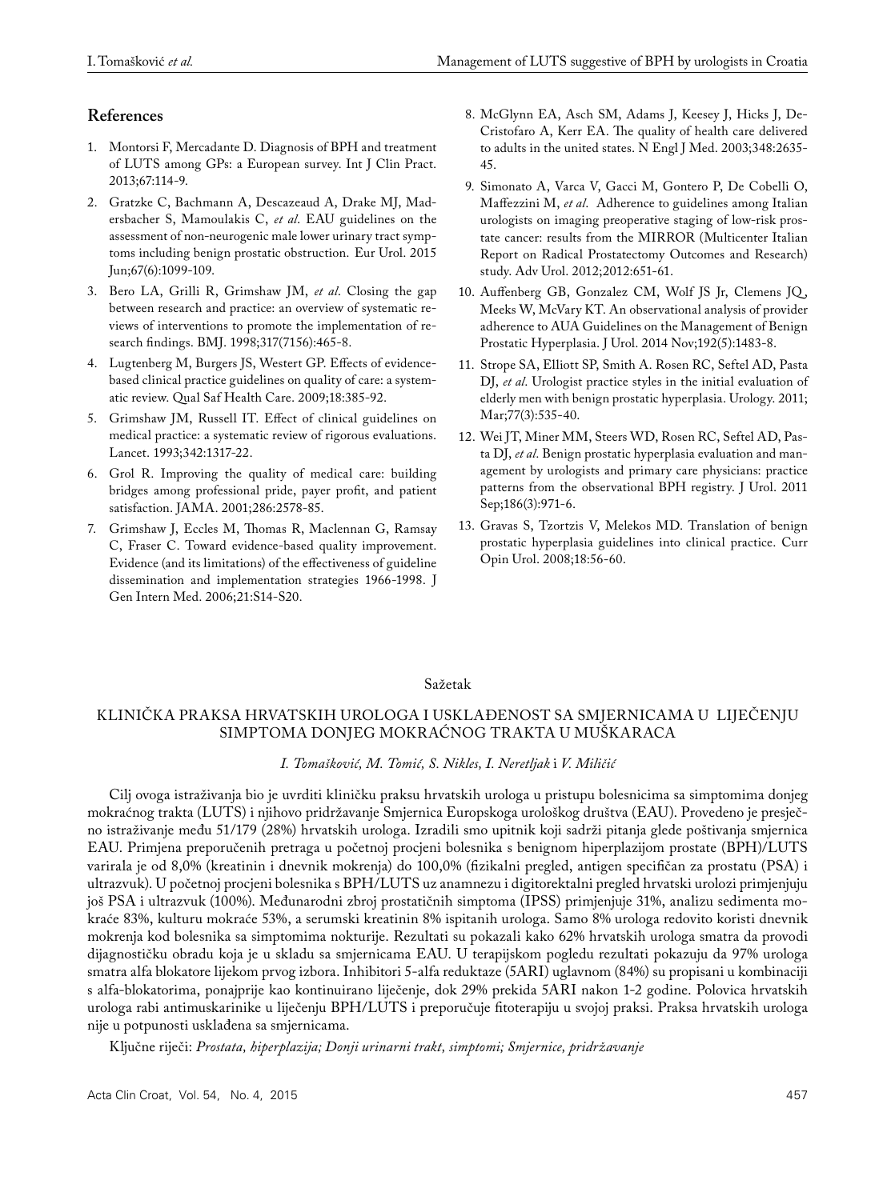## References

1. Montorsi F, Mercadante D. Diagnosis of BPH and treatment of LUTS among GPs: a European survey. Int J Clin Pract. 2013;67:114-9.
2. Gratzke C, Bachmann A, Descazeaud A, Drake MJ, Madersbacher S, Mamoulakis C, *et al*. EAU guidelines on the assessment of non-neurogenic male lower urinary tract symptoms including benign prostatic obstruction. Eur Urol. 2015 Jun;67(6):1099-109.
3. Bero LA, Grilli R, Grimshaw JM, *et al*. Closing the gap between research and practice: an overview of systematic reviews of interventions to promote the implementation of research findings. BMJ. 1998;317(7156):465-8.
4. Lugtenberg M, Burgers JS, Westert GP. Effects of evidence-based clinical practice guidelines on quality of care: a systematic review. Qual Saf Health Care. 2009;18:385-92.
5. Grimshaw JM, Russell IT. Effect of clinical guidelines on medical practice: a systematic review of rigorous evaluations. Lancet. 1993;342:1317-22.
6. Grol R. Improving the quality of medical care: building bridges among professional pride, payer profit, and patient satisfaction. JAMA. 2001;286:2578-85.
7. Grimshaw J, Eccles M, Thomas R, Maclennan G, Ramsay C, Fraser C. Toward evidence-based quality improvement. Evidence (and its limitations) of the effectiveness of guideline dissemination and implementation strategies 1966-1998. J Gen Intern Med. 2006;21:S14-S20.
8. McGlynn EA, Asch SM, Adams J, Keesey J, Hicks J, DeCristofaro A, Kerr EA. The quality of health care delivered to adults in the united states. N Engl J Med. 2003;348:2635-45.
9. Simonato A, Varca V, Gacci M, Gontero P, De Cobelli O, Maffezzini M, *et al*. Adherence to guidelines among Italian urologists on imaging preoperative staging of low-risk prostate cancer: results from the MIRROR (Multicenter Italian Report on Radical Prostatectomy Outcomes and Research) study. Adv Urol. 2012;2012:651-61.
10. Auffenberg GB, Gonzalez CM, Wolf JS Jr, Clemens JQ, Meeks W, McVary KT. An observational analysis of provider adherence to AUA Guidelines on the Management of Benign Prostatic Hyperplasia. J Urol. 2014 Nov;192(5):1483-8.
11. Strope SA, Elliott SP, Smith A. Rosen RC, Seftel AD, Pasta DJ, *et al*. Urologist practice styles in the initial evaluation of elderly men with benign prostatic hyperplasia. Urology. 2011; Mar;77(3):535-40.
12. Wei JT, Miner MM, Steers WD, Rosen RC, Seftel AD, Pasta DJ, *et al*. Benign prostatic hyperplasia evaluation and management by urologists and primary care physicians: practice patterns from the observational BPH registry. J Urol. 2011 Sep;186(3):971-6.
13. Gravas S, Tzortzis V, Melekos MD. Translation of benign prostatic hyperplasia guidelines into clinical practice. Curr Opin Urol. 2008;18:56-60.

Sažetak

### KLINIČKA PRAKSA HRVATSKIH UROLOGA I USKLAĐENOST SA SMJERNICAMA U LIJEČENJU SIMPTOMA DONJEG MOKRAĆNOG TRAKTA U MUŠKARACA

*I. Tomašković, M. Tomić, S. Nikles, I. Neretljak* i *V. Miličić*

Cilj ovoga istraživanja bio je uvrditi kliničku praksu hrvatskih urologa u pristupu bolesnicima sa simptomima donjeg mokraćnog trakta (LUTS) i njihovo pridržavanje Smjernica Europskoga urološkog društva (EAU). Provedeno je presječno istraživanje među 51/179 (28%) hrvatskih urologa. Izradili smo upitnik koji sadrži pitanja glede poštivanja smjernica EAU. Primjena preporučenih pretraga u početnoj procjeni bolesnika s benignom hiperplazijom prostate (BPH)/LUTS varirala je od 8,0% (kreatinin i dnevnik mokrenja) do 100,0% (fizikalni pregled, antigen specifičan za prostatu (PSA) i ultrazvuk). U početnoj procjeni bolesnika s BPH/LUTS uz anamnezu i digitorektalni pregled hrvatski urolozi primjenjuju još PSA i ultrazvuk (100%). Međunarodni zbroj prostatičnih simptoma (IPSS) primjenjuje 31%, analizu sedimenta mokraće 83%, kulturu mokraće 53%, a serumski kreatinin 8% ispitanih urologa. Samo 8% urologa redovito koristi dnevnik mokrenja kod bolesnika sa simptomima nokturije. Rezultati su pokazali kako 62% hrvatskih urologa smatra da provodi dijagnostičku obradu koja je u skladu sa smjernicama EAU. U terapijskom pogledu rezultati pokazuju da 97% urologa smatra alfa blokatore lijekom prvog izbora. Inhibitori 5-alfa reduktaze (5ARI) uglavnom (84%) su propisani u kombinaciji s alfa-blokatorima, ponajprije kao kontinuirano liječenje, dok 29% prekida 5ARI nakon 1-2 godine. Polovica hrvatskih urologa rabi antimuskarinike u liječenju BPH/LUTS i preporučuje fitoterapiju u svojoj praksi. Praksa hrvatskih urologa nije u potpunosti usklađena sa smjernicama.

Ključne riječi: *Prostata, hiperplazija; Donji urinarni trakt, simptomi; Smjernice, pridržavanje*